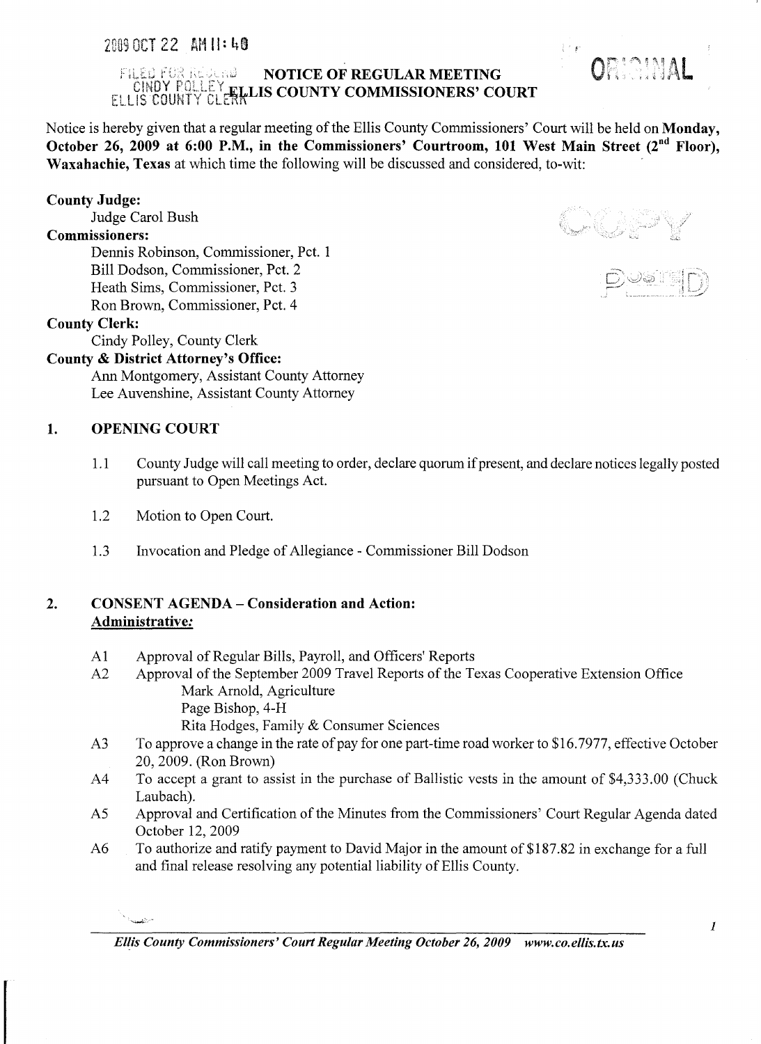2009 OCT 22 AM 11:48

FILED FOR RECORD
CINDY POLLEY
ELLIS COUNTY CLERK

ORIGINAL

# NOTICE OF REGULAR MEETING
# ELLIS COUNTY COMMISSIONERS' COURT

Notice is hereby given that a regular meeting of the Ellis County Commissioners' Court will be held on **Monday, October 26, 2009 at 6:00 P.M., in the Commissioners' Courtroom, 101 West Main Street (2nd Floor), Waxahachie, Texas** at which time the following will be discussed and considered, to-wit:

COPY

POSTED

**County Judge:**

Judge Carol Bush

**Commissioners:**

Dennis Robinson, Commissioner, Pct. 1
Bill Dodson, Commissioner, Pct. 2
Heath Sims, Commissioner, Pct. 3
Ron Brown, Commissioner, Pct. 4

**County Clerk:**

Cindy Polley, County Clerk

**County & District Attorney's Office:**

Ann Montgomery, Assistant County Attorney
Lee Auvenshine, Assistant County Attorney

## 1. OPENING COURT

1.1 County Judge will call meeting to order, declare quorum if present, and declare notices legally posted pursuant to Open Meetings Act.

1.2 Motion to Open Court.

1.3 Invocation and Pledge of Allegiance - Commissioner Bill Dodson

## 2. CONSENT AGENDA – Consideration and Action:

**Administrative:**

A1 Approval of Regular Bills, Payroll, and Officers' Reports

A2 Approval of the September 2009 Travel Reports of the Texas Cooperative Extension Office
Mark Arnold, Agriculture
Page Bishop, 4-H
Rita Hodges, Family & Consumer Sciences

A3 To approve a change in the rate of pay for one part-time road worker to $16.7977, effective October 20, 2009. (Ron Brown)

A4 To accept a grant to assist in the purchase of Ballistic vests in the amount of $4,333.00 (Chuck Laubach).

A5 Approval and Certification of the Minutes from the Commissioners' Court Regular Agenda dated October 12, 2009

A6 To authorize and ratify payment to David Major in the amount of $187.82 in exchange for a full and final release resolving any potential liability of Ellis County.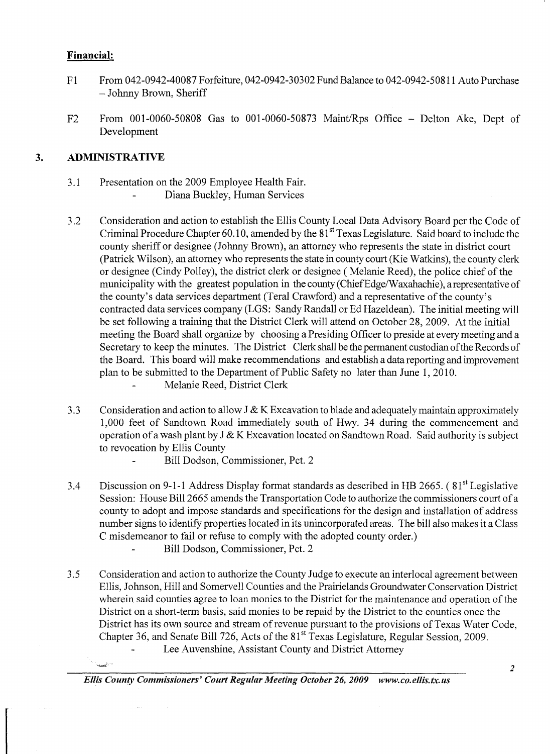**Financial:**

F1 From 042-0942-40087 Forfeiture, 042-0942-30302 Fund Balance to 042-0942-50811 Auto Purchase – Johnny Brown, Sheriff

F2 From 001-0060-50808 Gas to 001-0060-50873 Maint/Rps Office – Delton Ake, Dept of Development

## 3. ADMINISTRATIVE

3.1 Presentation on the 2009 Employee Health Fair.
- Diana Buckley, Human Services

3.2 Consideration and action to establish the Ellis County Local Data Advisory Board per the Code of Criminal Procedure Chapter 60.10, amended by the 81st Texas Legislature. Said board to include the county sheriff or designee (Johnny Brown), an attorney who represents the state in district court (Patrick Wilson), an attorney who represents the state in county court (Kie Watkins), the county clerk or designee (Cindy Polley), the district clerk or designee ( Melanie Reed), the police chief of the municipality with the greatest population in the county (Chief Edge/Waxahachie), a representative of the county's data services department (Teral Crawford) and a representative of the county's contracted data services company (LGS: Sandy Randall or Ed Hazeldean). The initial meeting will be set following a training that the District Clerk will attend on October 28, 2009. At the initial meeting the Board shall organize by choosing a Presiding Officer to preside at every meeting and a Secretary to keep the minutes. The District Clerk shall be the permanent custodian of the Records of the Board. This board will make recommendations and establish a data reporting and improvement plan to be submitted to the Department of Public Safety no later than June 1, 2010.
- Melanie Reed, District Clerk

3.3 Consideration and action to allow J & K Excavation to blade and adequately maintain approximately 1,000 feet of Sandtown Road immediately south of Hwy. 34 during the commencement and operation of a wash plant by J & K Excavation located on Sandtown Road. Said authority is subject to revocation by Ellis County
- Bill Dodson, Commissioner, Pct. 2

3.4 Discussion on 9-1-1 Address Display format standards as described in HB 2665. ( 81st Legislative Session: House Bill 2665 amends the Transportation Code to authorize the commissioners court of a county to adopt and impose standards and specifications for the design and installation of address number signs to identify properties located in its unincorporated areas. The bill also makes it a Class C misdemeanor to fail or refuse to comply with the adopted county order.)
- Bill Dodson, Commissioner, Pct. 2

3.5 Consideration and action to authorize the County Judge to execute an interlocal agreement between Ellis, Johnson, Hill and Somervell Counties and the Prairielands Groundwater Conservation District wherein said counties agree to loan monies to the District for the maintenance and operation of the District on a short-term basis, said monies to be repaid by the District to the counties once the District has its own source and stream of revenue pursuant to the provisions of Texas Water Code, Chapter 36, and Senate Bill 726, Acts of the 81st Texas Legislature, Regular Session, 2009.
- Lee Auvenshine, Assistant County and District Attorney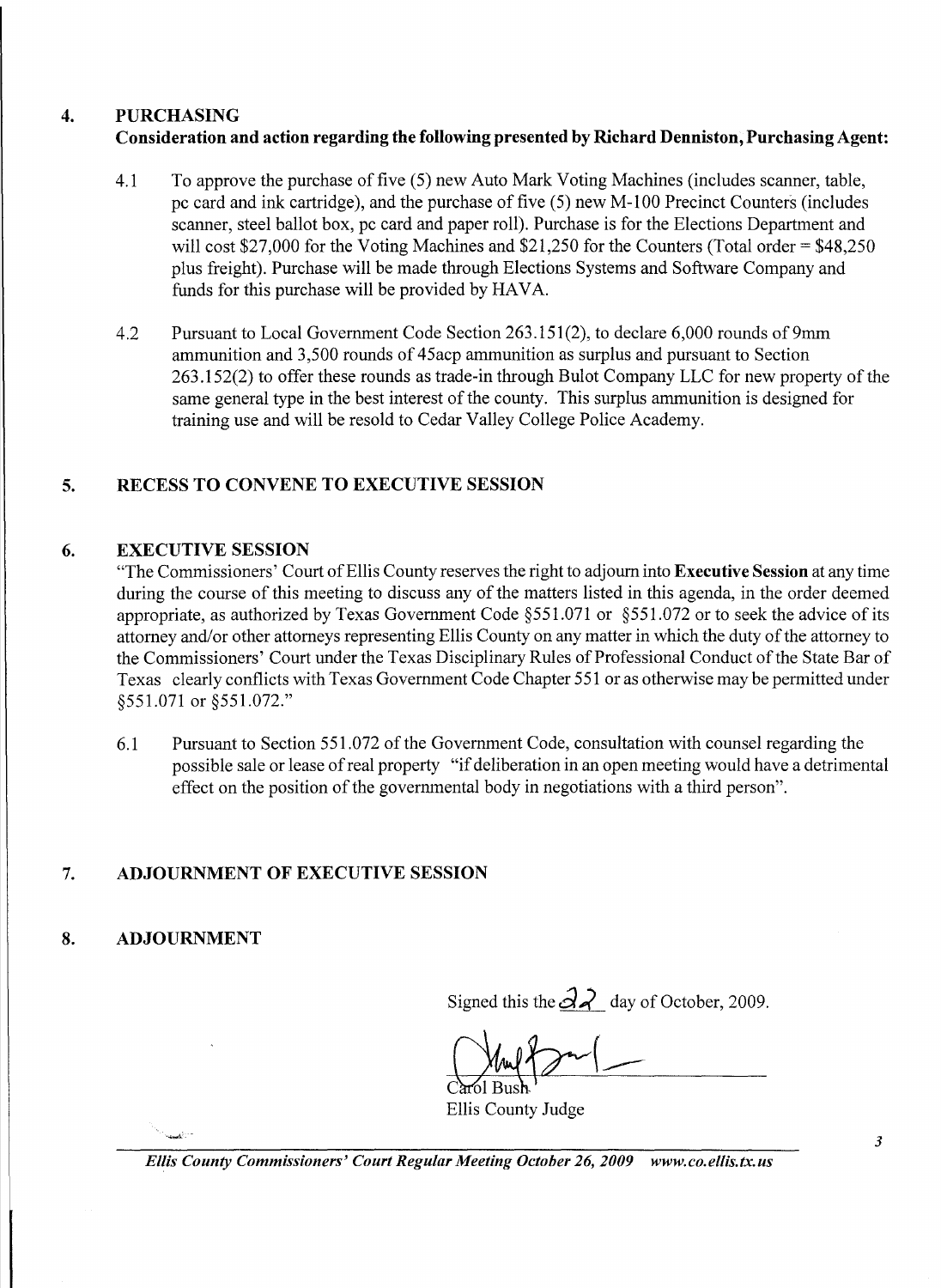## 4. PURCHASING

**Consideration and action regarding the following presented by Richard Denniston, Purchasing Agent:**

4.1 To approve the purchase of five (5) new Auto Mark Voting Machines (includes scanner, table, pc card and ink cartridge), and the purchase of five (5) new M-100 Precinct Counters (includes scanner, steel ballot box, pc card and paper roll). Purchase is for the Elections Department and will cost $27,000 for the Voting Machines and $21,250 for the Counters (Total order = $48,250 plus freight). Purchase will be made through Elections Systems and Software Company and funds for this purchase will be provided by HAVA.

4.2 Pursuant to Local Government Code Section 263.151(2), to declare 6,000 rounds of 9mm ammunition and 3,500 rounds of 45acp ammunition as surplus and pursuant to Section 263.152(2) to offer these rounds as trade-in through Bulot Company LLC for new property of the same general type in the best interest of the county. This surplus ammunition is designed for training use and will be resold to Cedar Valley College Police Academy.

## 5. RECESS TO CONVENE TO EXECUTIVE SESSION

## 6. EXECUTIVE SESSION

"The Commissioners' Court of Ellis County reserves the right to adjourn into **Executive Session** at any time during the course of this meeting to discuss any of the matters listed in this agenda, in the order deemed appropriate, as authorized by Texas Government Code §551.071 or §551.072 or to seek the advice of its attorney and/or other attorneys representing Ellis County on any matter in which the duty of the attorney to the Commissioners' Court under the Texas Disciplinary Rules of Professional Conduct of the State Bar of Texas clearly conflicts with Texas Government Code Chapter 551 or as otherwise may be permitted under §551.071 or §551.072."

6.1 Pursuant to Section 551.072 of the Government Code, consultation with counsel regarding the possible sale or lease of real property "if deliberation in an open meeting would have a detrimental effect on the position of the governmental body in negotiations with a third person".

## 7. ADJOURNMENT OF EXECUTIVE SESSION

## 8. ADJOURNMENT

Signed this the 22 day of October, 2009.

Carol Bush
Ellis County Judge

*Ellis County Commissioners' Court Regular Meeting October 26, 2009 www.co.ellis.tx.us*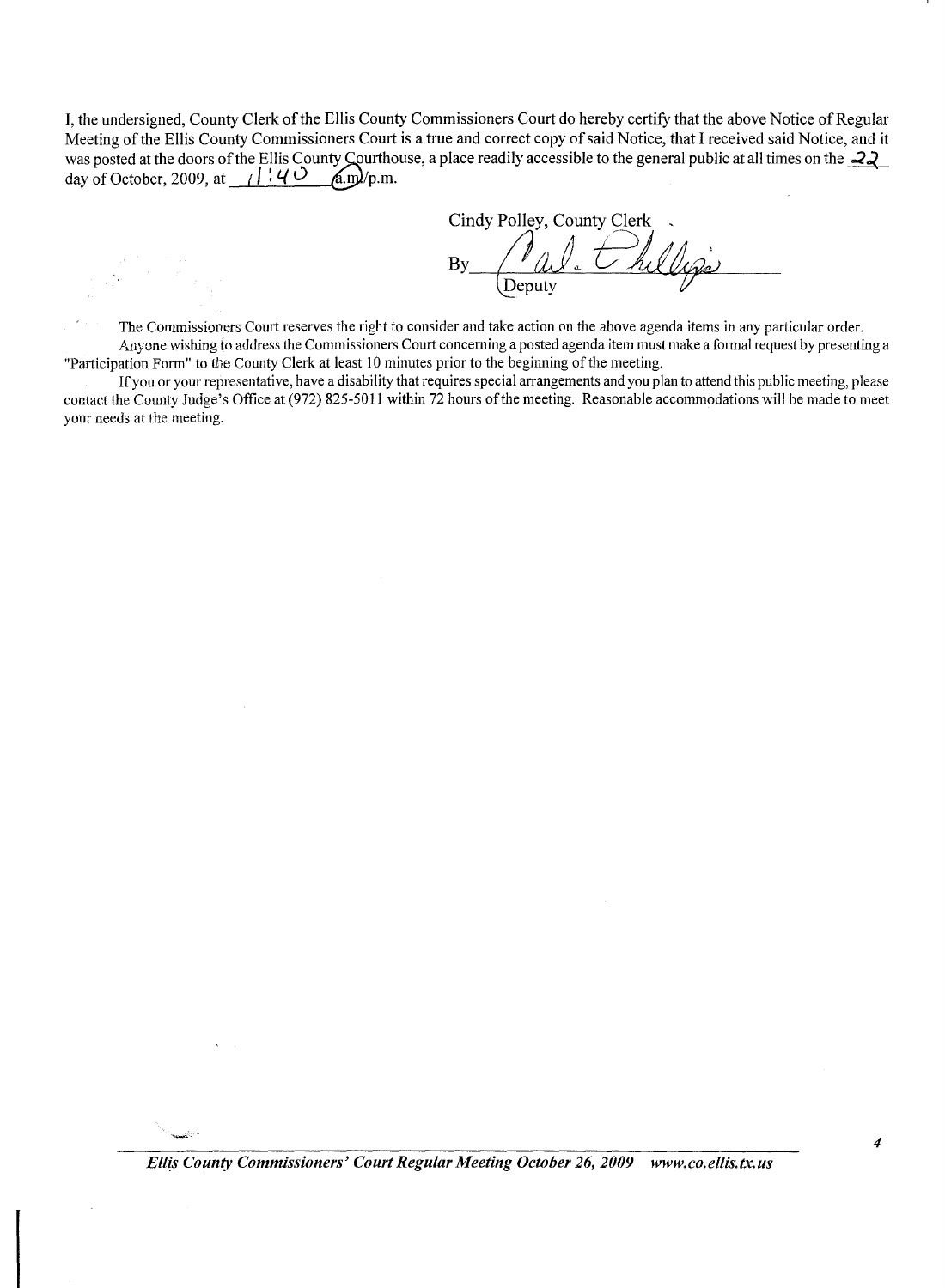I, the undersigned, County Clerk of the Ellis County Commissioners Court do hereby certify that the above Notice of Regular Meeting of the Ellis County Commissioners Court is a true and correct copy of said Notice, that I received said Notice, and it was posted at the doors of the Ellis County Courthouse, a place readily accessible to the general public at all times on the 22 day of October, 2009, at 11:40 a.m./p.m.

Cindy Polley, County Clerk

By ______________________
Deputy

The Commissioners Court reserves the right to consider and take action on the above agenda items in any particular order.

Anyone wishing to address the Commissioners Court concerning a posted agenda item must make a formal request by presenting a "Participation Form" to the County Clerk at least 10 minutes prior to the beginning of the meeting.

If you or your representative, have a disability that requires special arrangements and you plan to attend this public meeting, please contact the County Judge's Office at (972) 825-5011 within 72 hours of the meeting. Reasonable accommodations will be made to meet your needs at the meeting.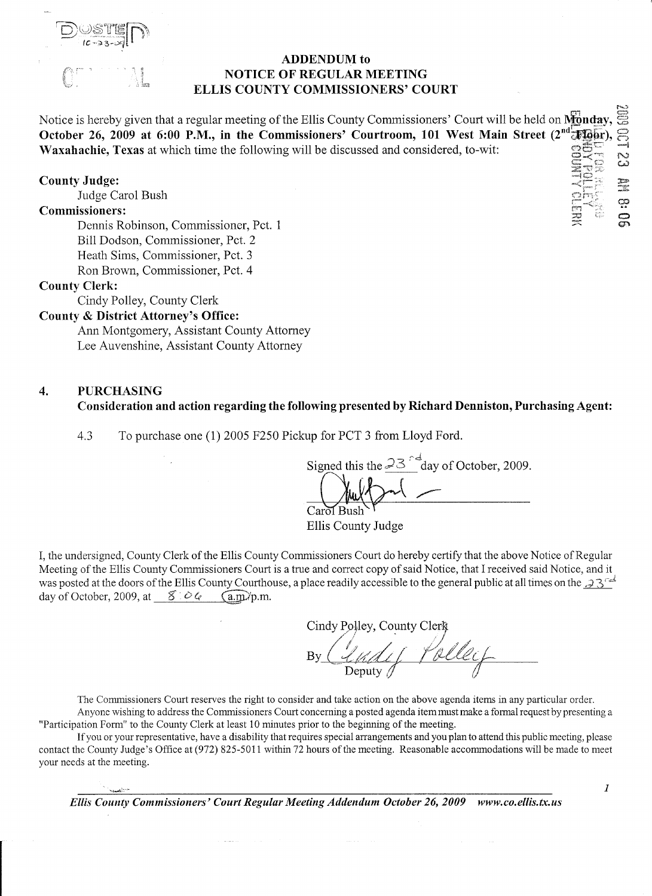POSTED 10-23-09

ORIGINAL

# ADDENDUM to NOTICE OF REGULAR MEETING ELLIS COUNTY COMMISSIONERS' COURT

Notice is hereby given that a regular meeting of the Ellis County Commissioners' Court will be held on **Monday, October 26, 2009 at 6:00 P.M., in the Commissioners' Courtroom, 101 West Main Street (2nd Floor), Waxahachie, Texas** at which time the following will be discussed and considered, to-wit:

FILED FOR RECORD CINDY POLLEY COUNTY CLERK 2009 OCT 23 AM 8:06

**County Judge:**

Judge Carol Bush

**Commissioners:**

Dennis Robinson, Commissioner, Pct. 1
Bill Dodson, Commissioner, Pct. 2
Heath Sims, Commissioner, Pct. 3
Ron Brown, Commissioner, Pct. 4

**County Clerk:**

Cindy Polley, County Clerk

**County & District Attorney's Office:**

Ann Montgomery, Assistant County Attorney
Lee Auvenshine, Assistant County Attorney

## 4. PURCHASING

**Consideration and action regarding the following presented by Richard Denniston, Purchasing Agent:**

4.3 To purchase one (1) 2005 F250 Pickup for PCT 3 from Lloyd Ford.

Signed this the 23rd day of October, 2009.

Carol Bush
Ellis County Judge

I, the undersigned, County Clerk of the Ellis County Commissioners Court do hereby certify that the above Notice of Regular Meeting of the Ellis County Commissioners Court is a true and correct copy of said Notice, that I received said Notice, and it was posted at the doors of the Ellis County Courthouse, a place readily accessible to the general public at all times on the 23rd day of October, 2009, at 8:06 (a.m.)/p.m.

Cindy Polley, County Clerk
By ______________
Deputy

The Commissioners Court reserves the right to consider and take action on the above agenda items in any particular order.

Anyone wishing to address the Commissioners Court concerning a posted agenda item must make a formal request by presenting a "Participation Form" to the County Clerk at least 10 minutes prior to the beginning of the meeting.

If you or your representative, have a disability that requires special arrangements and you plan to attend this public meeting, please contact the County Judge's Office at (972) 825-5011 within 72 hours of the meeting. Reasonable accommodations will be made to meet your needs at the meeting.